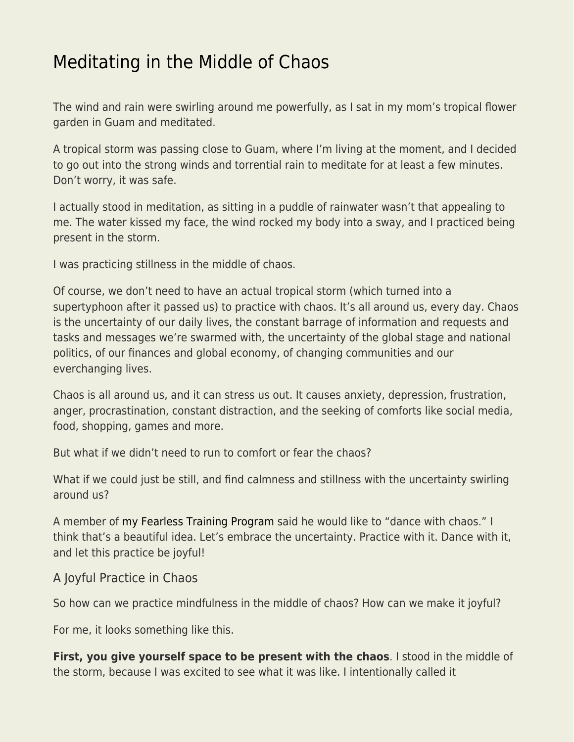# Meditating in the Middle of Chaos

The wind and rain were swirling around me powerfully, as I sat in my mom's tropical flower garden in Guam and meditated.

A tropical storm was passing close to Guam, where I'm living at the moment, and I decided to go out into the strong winds and torrential rain to meditate for at least a few minutes. Don't worry, it was safe.

I actually stood in meditation, as sitting in a puddle of rainwater wasn't that appealing to me. The water kissed my face, the wind rocked my body into a sway, and I practiced being present in the storm.

I was practicing stillness in the middle of chaos.

Of course, we don't need to have an actual tropical storm (which turned into a supertyphoon after it passed us) to practice with chaos. It's all around us, every day. Chaos is the uncertainty of our daily lives, the constant barrage of information and requests and tasks and messages we're swarmed with, the uncertainty of the global stage and national politics, of our finances and global economy, of changing communities and our everchanging lives.

Chaos is all around us, and it can stress us out. It causes anxiety, depression, frustration, anger, procrastination, constant distraction, and the seeking of comforts like social media, food, shopping, games and more.

But what if we didn't need to run to comfort or fear the chaos?

What if we could just be still, and find calmness and stillness with the uncertainty swirling around us?

A member of my Fearless Training Program said he would like to "dance with chaos." I think that's a beautiful idea. Let's embrace the uncertainty. Practice with it. Dance with it, and let this practice be joyful!

## A Joyful Practice in Chaos

So how can we practice mindfulness in the middle of chaos? How can we make it joyful?

For me, it looks something like this.

**First, you give yourself space to be present with the chaos**. I stood in the middle of the storm, because I was excited to see what it was like. I intentionally called it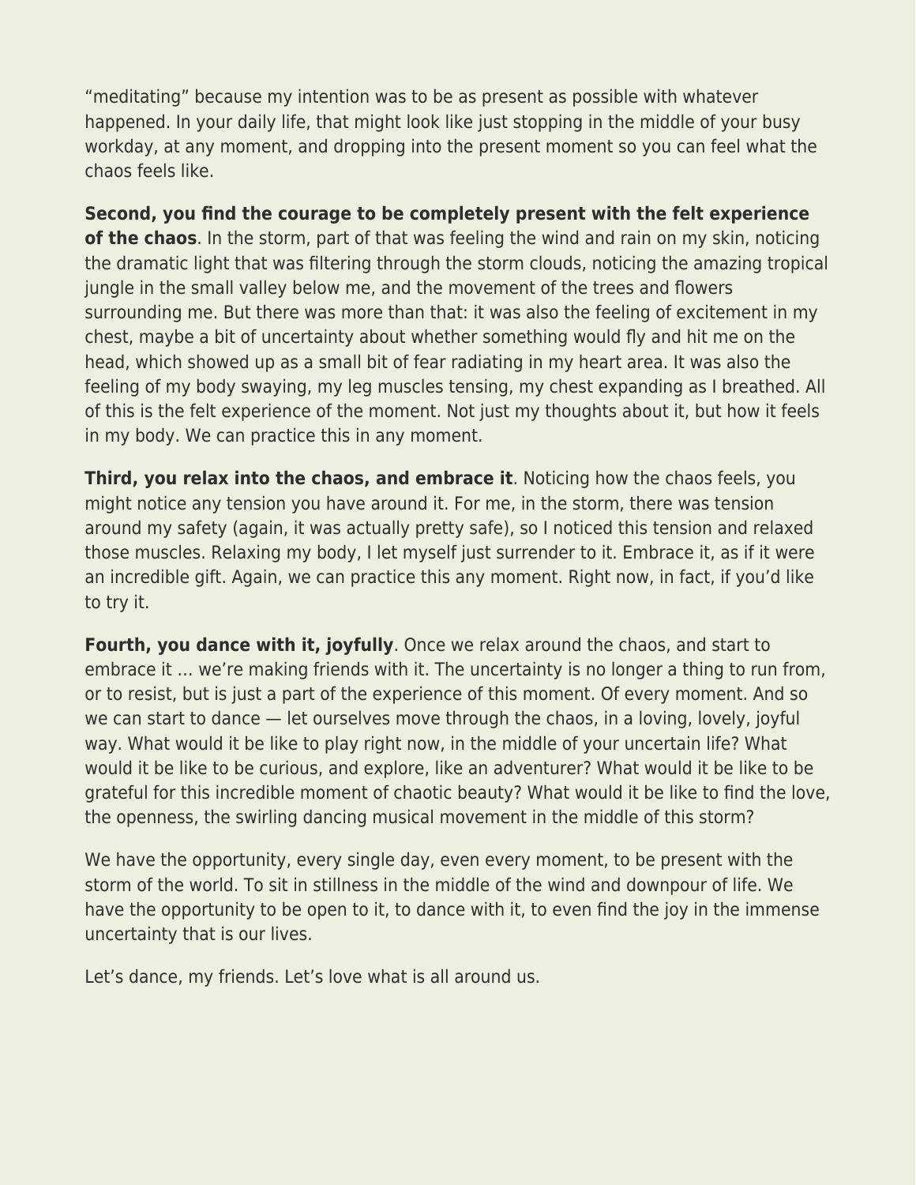"meditating" because my intention was to be as present as possible with whatever happened. In your daily life, that might look like just stopping in the middle of your busy workday, at any moment, and dropping into the present moment so you can feel what the chaos feels like.

**Second, you find the courage to be completely present with the felt experience of the chaos**. In the storm, part of that was feeling the wind and rain on my skin, noticing the dramatic light that was filtering through the storm clouds, noticing the amazing tropical jungle in the small valley below me, and the movement of the trees and flowers surrounding me. But there was more than that: it was also the feeling of excitement in my chest, maybe a bit of uncertainty about whether something would fly and hit me on the head, which showed up as a small bit of fear radiating in my heart area. It was also the feeling of my body swaying, my leg muscles tensing, my chest expanding as I breathed. All of this is the felt experience of the moment. Not just my thoughts about it, but how it feels in my body. We can practice this in any moment.

**Third, you relax into the chaos, and embrace it**. Noticing how the chaos feels, you might notice any tension you have around it. For me, in the storm, there was tension around my safety (again, it was actually pretty safe), so I noticed this tension and relaxed those muscles. Relaxing my body, I let myself just surrender to it. Embrace it, as if it were an incredible gift. Again, we can practice this any moment. Right now, in fact, if you'd like to try it.

**Fourth, you dance with it, joyfully**. Once we relax around the chaos, and start to embrace it … we're making friends with it. The uncertainty is no longer a thing to run from, or to resist, but is just a part of the experience of this moment. Of every moment. And so we can start to dance — let ourselves move through the chaos, in a loving, lovely, joyful way. What would it be like to play right now, in the middle of your uncertain life? What would it be like to be curious, and explore, like an adventurer? What would it be like to be grateful for this incredible moment of chaotic beauty? What would it be like to find the love, the openness, the swirling dancing musical movement in the middle of this storm?

We have the opportunity, every single day, even every moment, to be present with the storm of the world. To sit in stillness in the middle of the wind and downpour of life. We have the opportunity to be open to it, to dance with it, to even find the joy in the immense uncertainty that is our lives.

Let's dance, my friends. Let's love what is all around us.